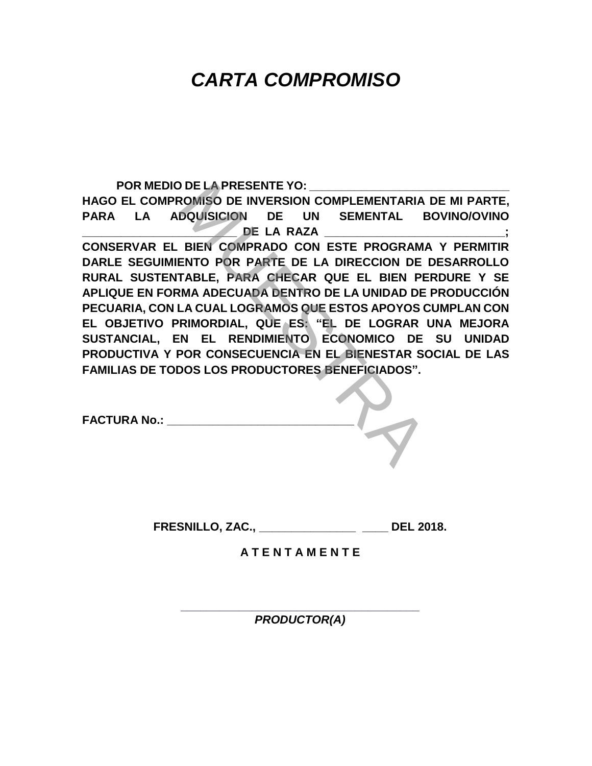# *CARTA COMPROMISO*

**POR MEDIO DE LA PRESENTE YO: _______________________________ HAGO EL COMPROMISO DE INVERSION COMPLEMENTARIA DE MI PARTE, PARA LA ADQUISICION DE UN SEMENTAL BOVINO/OVINO _______________________ DE LA RAZA _____________________________; CONSERVAR EL BIEN COMPRADO CON ESTE PROGRAMA Y PERMITIR DARLE SEGUIMIENTO POR PARTE DE LA DIRECCION DE DESARROLLO RURAL SUSTENTABLE, PARA CHECAR QUE EL BIEN PERDURE Y SE APLIQUE EN FORMA ADECUADA DENTRO DE LA UNIDAD DE PRODUCCIÓN PECUARIA, CON LA CUAL LOGRAMOS QUE ESTOS APOYOS CUMPLAN CON EL OBJETIVO PRIMORDIAL, QUE ES: "EL DE LOGRAR UNA MEJORA SUSTANCIAL, EN EL RENDIMIENTO ECONOMICO DE SU UNIDAD PRODUCTIVA Y POR CONSECUENCIA EN EL BIENESTAR SOCIAL DE LAS FAMILIAS DE TODOS LOS PRODUCTORES BENEFICIADOS".**

**FACTURA No.: ______________________________**

**FRESNILLO, ZAC., _______________ ____ DEL 2018.**

**A T E N T A M E N T E**

_______________________________________

***PRODUCTOR(A)***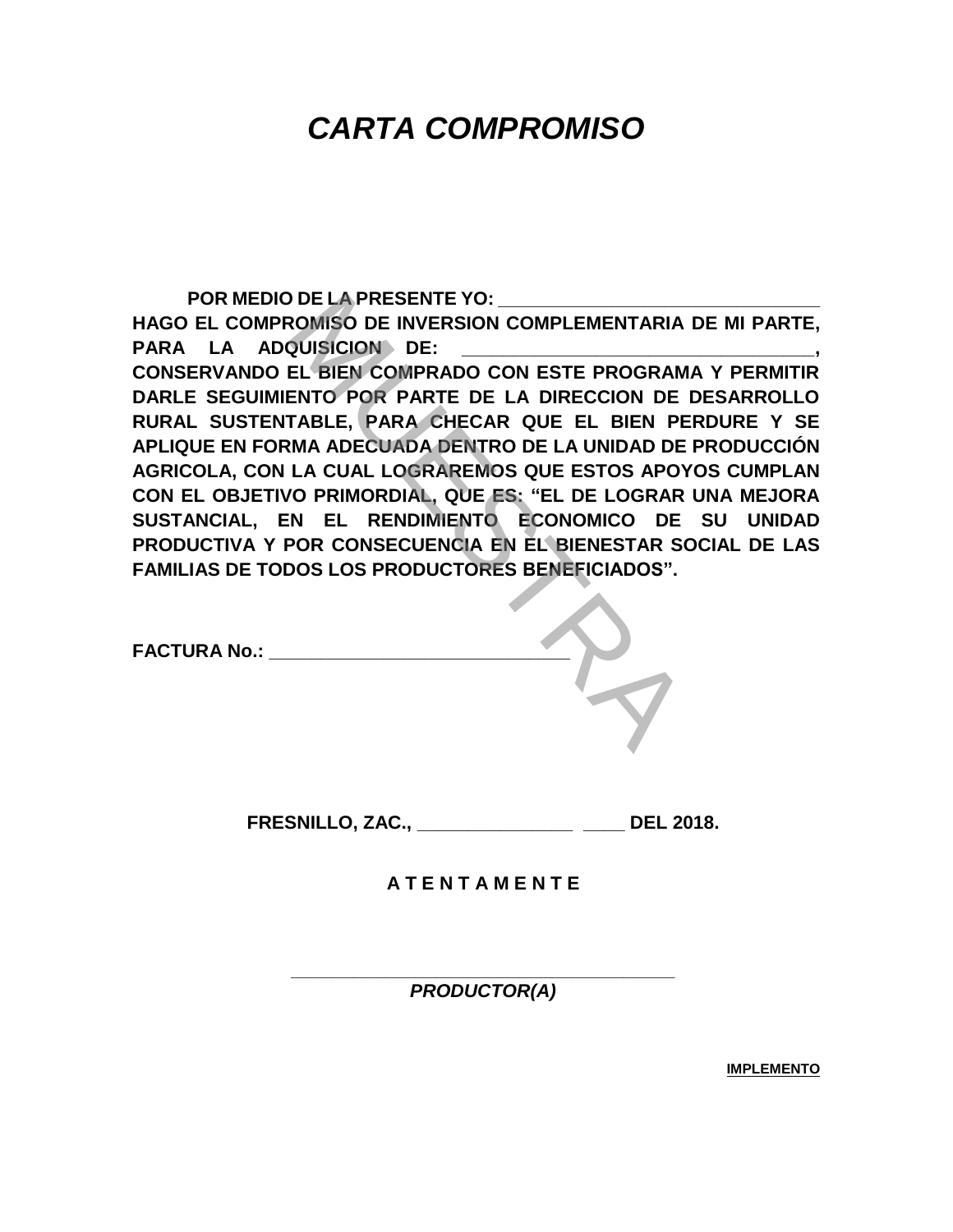# *CARTA COMPROMISO*

**POR MEDIO DE LA PRESENTE YO: ________________________________ HAGO EL COMPROMISO DE INVERSION COMPLEMENTARIA DE MI PARTE, PARA LA ADQUISICION DE: ___________________________________, CONSERVANDO EL BIEN COMPRADO CON ESTE PROGRAMA Y PERMITIR DARLE SEGUIMIENTO POR PARTE DE LA DIRECCION DE DESARROLLO RURAL SUSTENTABLE, PARA CHECAR QUE EL BIEN PERDURE Y SE APLIQUE EN FORMA ADECUADA DENTRO DE LA UNIDAD DE PRODUCCIÓN AGRICOLA, CON LA CUAL LOGRAREMOS QUE ESTOS APOYOS CUMPLAN CON EL OBJETIVO PRIMORDIAL, QUE ES: "EL DE LOGRAR UNA MEJORA SUSTANCIAL, EN EL RENDIMIENTO ECONOMICO DE SU UNIDAD PRODUCTIVA Y POR CONSECUENCIA EN EL BIENESTAR SOCIAL DE LAS FAMILIAS DE TODOS LOS PRODUCTORES BENEFICIADOS".**

**FACTURA No.: ______________________________**

MUESTRA

**FRESNILLO, ZAC., _______________ ____ DEL 2018.**

**A T E N T A M E N T E**

______________________________________

***PRODUCTOR(A)***

**IMPLEMENTO**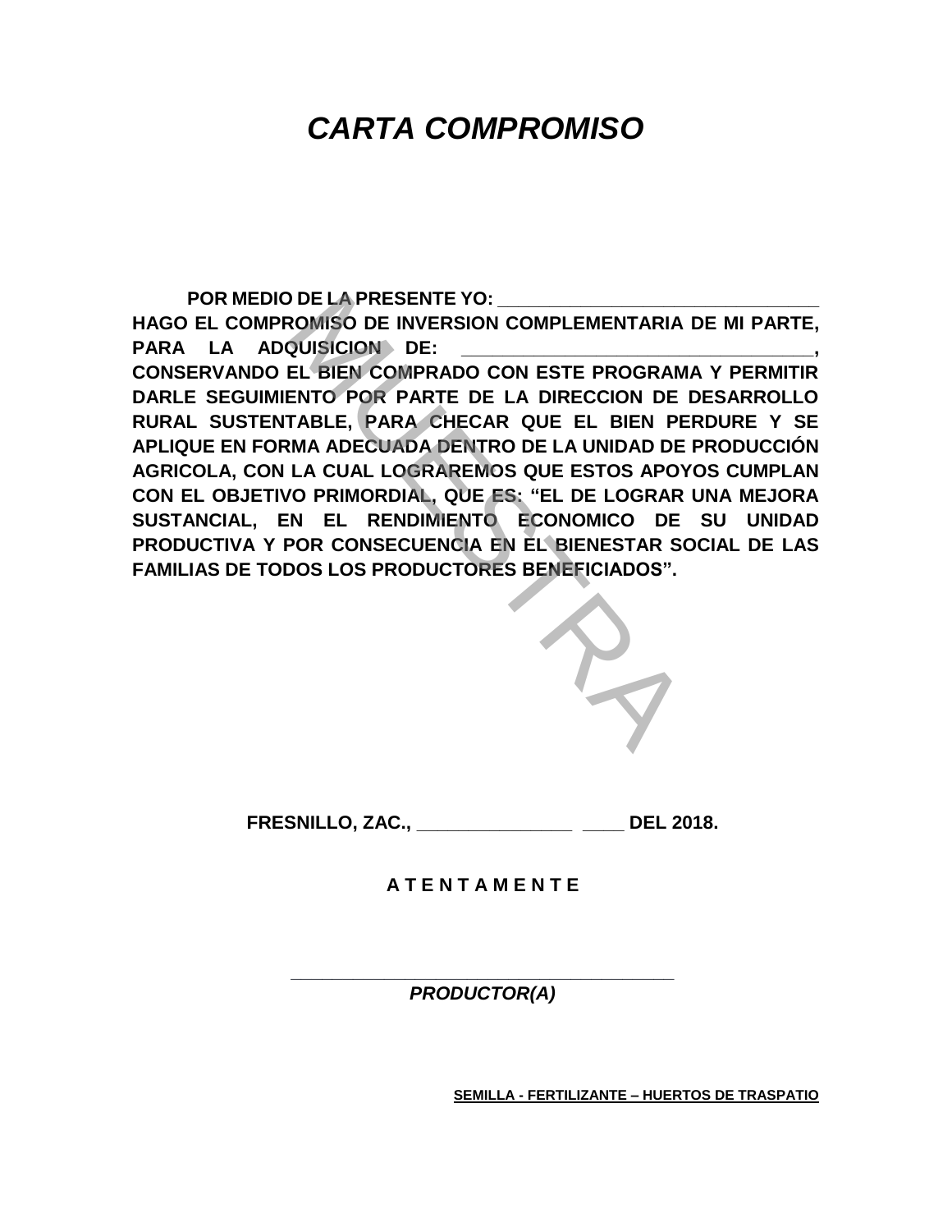# *CARTA COMPROMISO*

**POR MEDIO DE LA PRESENTE YO: ________________________________ HAGO EL COMPROMISO DE INVERSION COMPLEMENTARIA DE MI PARTE, PARA LA ADQUISICION DE: ___________________________________, CONSERVANDO EL BIEN COMPRADO CON ESTE PROGRAMA Y PERMITIR DARLE SEGUIMIENTO POR PARTE DE LA DIRECCION DE DESARROLLO RURAL SUSTENTABLE, PARA CHECAR QUE EL BIEN PERDURE Y SE APLIQUE EN FORMA ADECUADA DENTRO DE LA UNIDAD DE PRODUCCIÓN AGRICOLA, CON LA CUAL LOGRAREMOS QUE ESTOS APOYOS CUMPLAN CON EL OBJETIVO PRIMORDIAL, QUE ES: "EL DE LOGRAR UNA MEJORA SUSTANCIAL, EN EL RENDIMIENTO ECONOMICO DE SU UNIDAD PRODUCTIVA Y POR CONSECUENCIA EN EL BIENESTAR SOCIAL DE LAS FAMILIAS DE TODOS LOS PRODUCTORES BENEFICIADOS".**

MUESTRA

**FRESNILLO, ZAC., _______________ ____ DEL 2018.**

**A T E N T A M E N T E**

_______________________________________

***PRODUCTOR(A)***

**SEMILLA - FERTILIZANTE – HUERTOS DE TRASPATIO**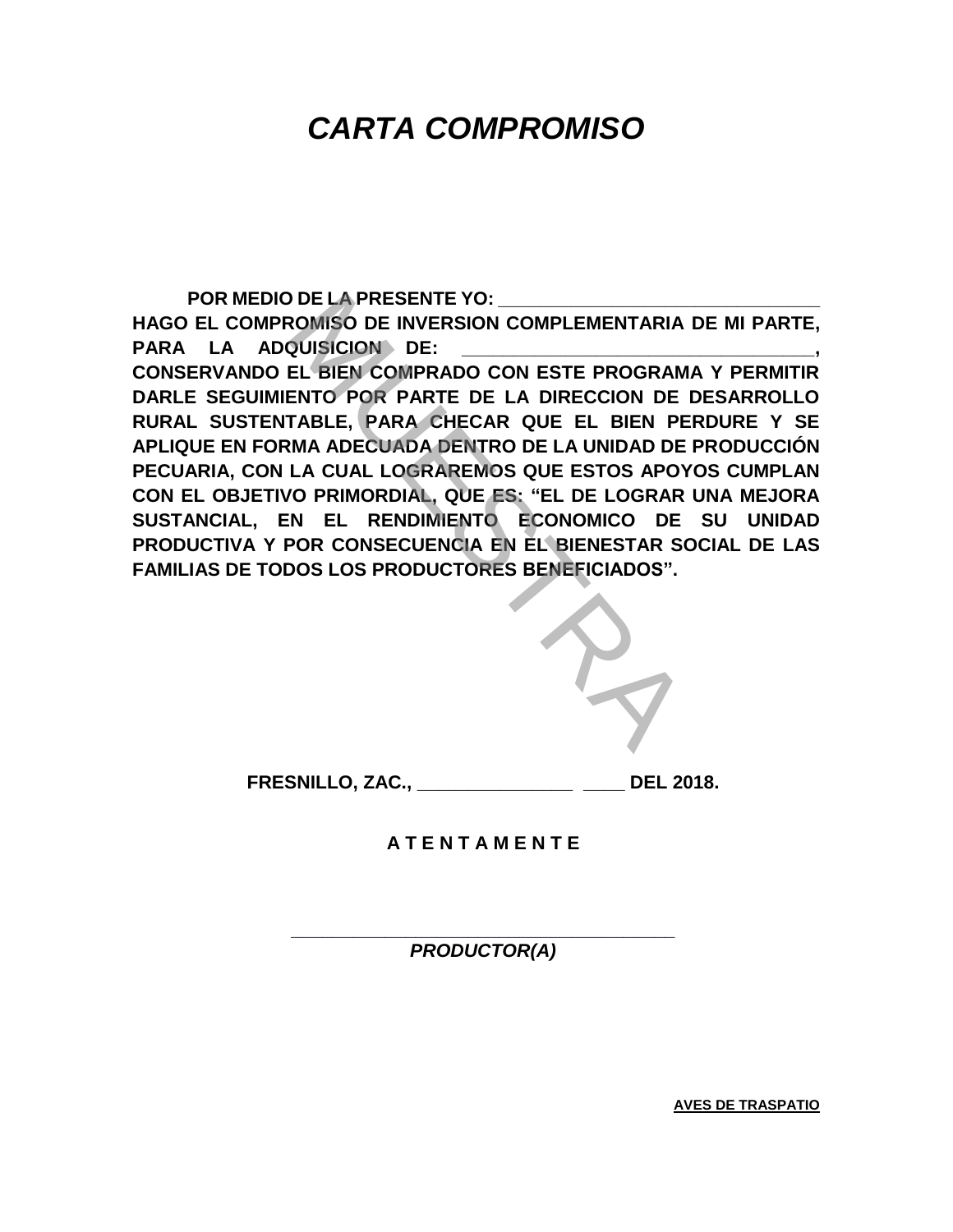# *CARTA COMPROMISO*

**POR MEDIO DE LA PRESENTE YO: ________________________________ HAGO EL COMPROMISO DE INVERSION COMPLEMENTARIA DE MI PARTE, PARA LA ADQUISICION DE: ____________________________________, CONSERVANDO EL BIEN COMPRADO CON ESTE PROGRAMA Y PERMITIR DARLE SEGUIMIENTO POR PARTE DE LA DIRECCION DE DESARROLLO RURAL SUSTENTABLE, PARA CHECAR QUE EL BIEN PERDURE Y SE APLIQUE EN FORMA ADECUADA DENTRO DE LA UNIDAD DE PRODUCCIÓN PECUARIA, CON LA CUAL LOGRAREMOS QUE ESTOS APOYOS CUMPLAN CON EL OBJETIVO PRIMORDIAL, QUE ES: "EL DE LOGRAR UNA MEJORA SUSTANCIAL, EN EL RENDIMIENTO ECONOMICO DE SU UNIDAD PRODUCTIVA Y POR CONSECUENCIA EN EL BIENESTAR SOCIAL DE LAS FAMILIAS DE TODOS LOS PRODUCTORES BENEFICIADOS".**

MUESTRA

**FRESNILLO, ZAC., _______________ ____ DEL 2018.**

**A T E N T A M E N T E**

________________________________________

***PRODUCTOR(A)***

**AVES DE TRASPATIO**